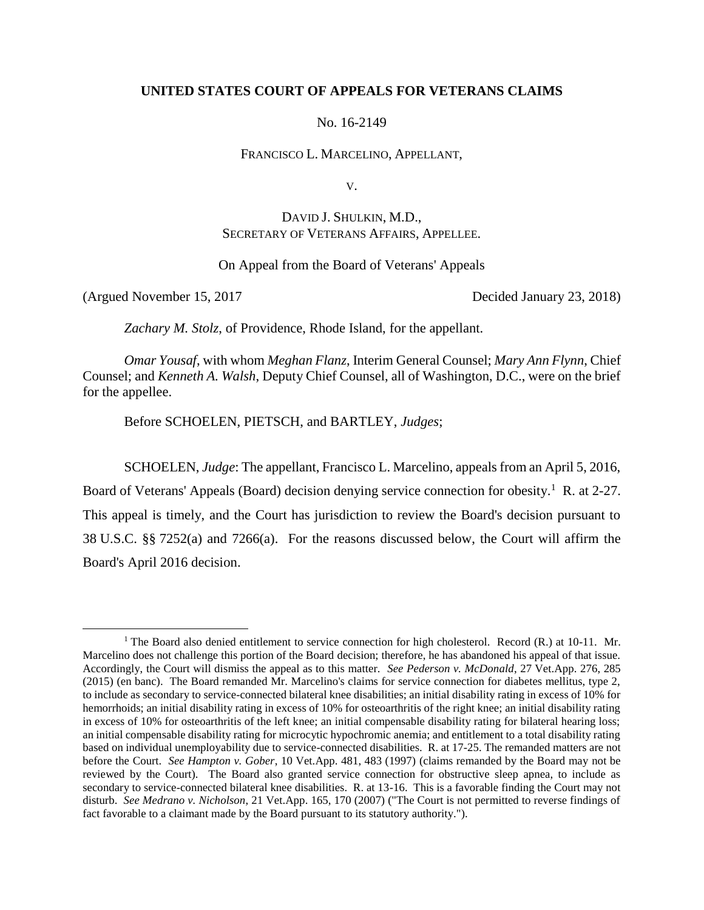**UNITED STATES COURT OF APPEALS FOR VETERANS CLAIMS**

No. 16-2149

FRANCISCO L. MARCELINO, APPELLANT,

V.

DAVID J. SHULKIN, M.D.,
SECRETARY OF VETERANS AFFAIRS, APPELLEE.

On Appeal from the Board of Veterans' Appeals

(Argued November 15, 2017 Decided January 23, 2018)

*Zachary M. Stolz*, of Providence, Rhode Island, for the appellant.

*Omar Yousaf*, with whom *Meghan Flanz*, Interim General Counsel; *Mary Ann Flynn*, Chief Counsel; and *Kenneth A. Walsh*, Deputy Chief Counsel, all of Washington, D.C., were on the brief for the appellee.

Before SCHOELEN, PIETSCH, and BARTLEY, *Judges*;

SCHOELEN, *Judge*: The appellant, Francisco L. Marcelino, appeals from an April 5, 2016, Board of Veterans' Appeals (Board) decision denying service connection for obesity.[1] R. at 2-27. This appeal is timely, and the Court has jurisdiction to review the Board's decision pursuant to 38 U.S.C. §§ 7252(a) and 7266(a). For the reasons discussed below, the Court will affirm the Board's April 2016 decision.

---

[1] The Board also denied entitlement to service connection for high cholesterol. Record (R.) at 10-11. Mr. Marcelino does not challenge this portion of the Board decision; therefore, he has abandoned his appeal of that issue. Accordingly, the Court will dismiss the appeal as to this matter. *See Pederson v. McDonald*, 27 Vet.App. 276, 285 (2015) (en banc). The Board remanded Mr. Marcelino's claims for service connection for diabetes mellitus, type 2, to include as secondary to service-connected bilateral knee disabilities; an initial disability rating in excess of 10% for hemorrhoids; an initial disability rating in excess of 10% for osteoarthritis of the right knee; an initial disability rating in excess of 10% for osteoarthritis of the left knee; an initial compensable disability rating for bilateral hearing loss; an initial compensable disability rating for microcytic hypochromic anemia; and entitlement to a total disability rating based on individual unemployability due to service-connected disabilities. R. at 17-25. The remanded matters are not before the Court. *See Hampton v. Gober*, 10 Vet.App. 481, 483 (1997) (claims remanded by the Board may not be reviewed by the Court). The Board also granted service connection for obstructive sleep apnea, to include as secondary to service-connected bilateral knee disabilities. R. at 13-16. This is a favorable finding the Court may not disturb. *See Medrano v. Nicholson*, 21 Vet.App. 165, 170 (2007) ("The Court is not permitted to reverse findings of fact favorable to a claimant made by the Board pursuant to its statutory authority.").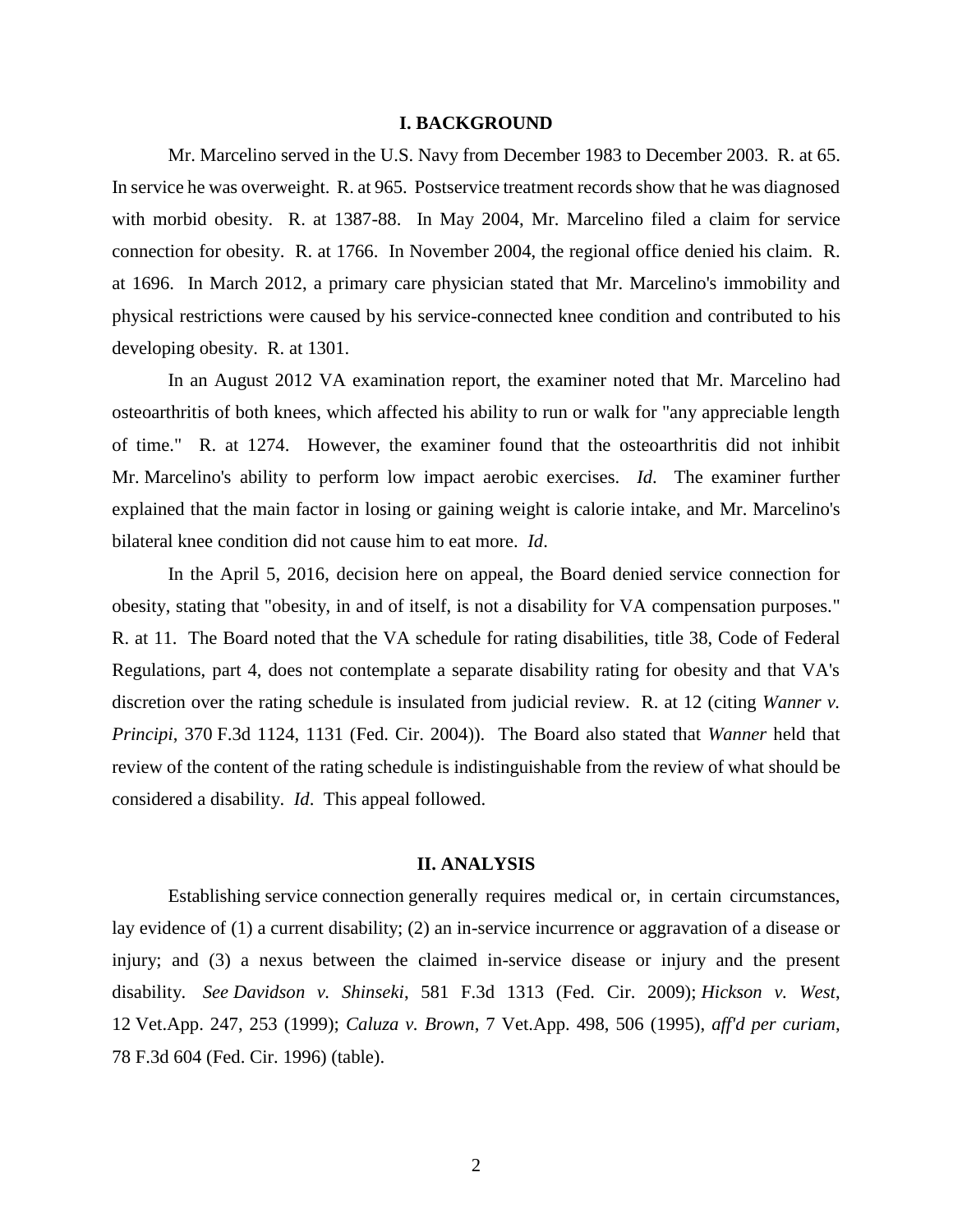## I. BACKGROUND

Mr. Marcelino served in the U.S. Navy from December 1983 to December 2003. R. at 65. In service he was overweight. R. at 965. Postservice treatment records show that he was diagnosed with morbid obesity. R. at 1387-88. In May 2004, Mr. Marcelino filed a claim for service connection for obesity. R. at 1766. In November 2004, the regional office denied his claim. R. at 1696. In March 2012, a primary care physician stated that Mr. Marcelino's immobility and physical restrictions were caused by his service-connected knee condition and contributed to his developing obesity. R. at 1301.

In an August 2012 VA examination report, the examiner noted that Mr. Marcelino had osteoarthritis of both knees, which affected his ability to run or walk for "any appreciable length of time." R. at 1274. However, the examiner found that the osteoarthritis did not inhibit Mr. Marcelino's ability to perform low impact aerobic exercises. *Id*. The examiner further explained that the main factor in losing or gaining weight is calorie intake, and Mr. Marcelino's bilateral knee condition did not cause him to eat more. *Id*.

In the April 5, 2016, decision here on appeal, the Board denied service connection for obesity, stating that "obesity, in and of itself, is not a disability for VA compensation purposes." R. at 11. The Board noted that the VA schedule for rating disabilities, title 38, Code of Federal Regulations, part 4, does not contemplate a separate disability rating for obesity and that VA's discretion over the rating schedule is insulated from judicial review. R. at 12 (citing *Wanner v. Principi*, 370 F.3d 1124, 1131 (Fed. Cir. 2004)). The Board also stated that *Wanner* held that review of the content of the rating schedule is indistinguishable from the review of what should be considered a disability. *Id*. This appeal followed.

## II. ANALYSIS

Establishing service connection generally requires medical or, in certain circumstances, lay evidence of (1) a current disability; (2) an in-service incurrence or aggravation of a disease or injury; and (3) a nexus between the claimed in-service disease or injury and the present disability. *See Davidson v. Shinseki*, 581 F.3d 1313 (Fed. Cir. 2009); *Hickson v. West*, 12 Vet.App. 247, 253 (1999); *Caluza v. Brown*, 7 Vet.App. 498, 506 (1995), *aff'd per curiam*, 78 F.3d 604 (Fed. Cir. 1996) (table).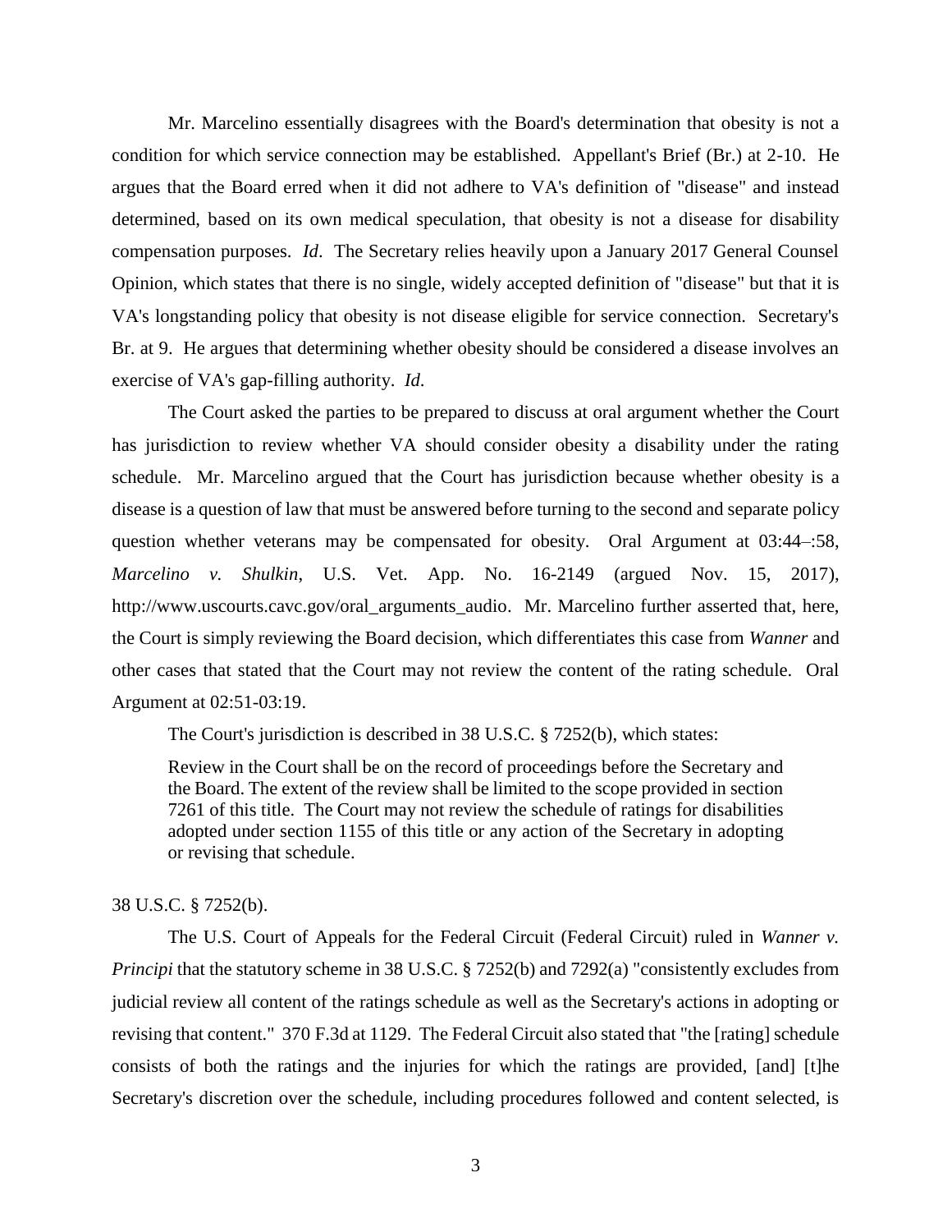Mr. Marcelino essentially disagrees with the Board's determination that obesity is not a condition for which service connection may be established. Appellant's Brief (Br.) at 2-10. He argues that the Board erred when it did not adhere to VA's definition of "disease" and instead determined, based on its own medical speculation, that obesity is not a disease for disability compensation purposes. *Id*. The Secretary relies heavily upon a January 2017 General Counsel Opinion, which states that there is no single, widely accepted definition of "disease" but that it is VA's longstanding policy that obesity is not disease eligible for service connection. Secretary's Br. at 9. He argues that determining whether obesity should be considered a disease involves an exercise of VA's gap-filling authority. *Id.*

The Court asked the parties to be prepared to discuss at oral argument whether the Court has jurisdiction to review whether VA should consider obesity a disability under the rating schedule. Mr. Marcelino argued that the Court has jurisdiction because whether obesity is a disease is a question of law that must be answered before turning to the second and separate policy question whether veterans may be compensated for obesity. Oral Argument at 03:44–:58, *Marcelino v. Shulkin*, U.S. Vet. App. No. 16-2149 (argued Nov. 15, 2017), http://www.uscourts.cavc.gov/oral_arguments_audio. Mr. Marcelino further asserted that, here, the Court is simply reviewing the Board decision, which differentiates this case from *Wanner* and other cases that stated that the Court may not review the content of the rating schedule. Oral Argument at 02:51-03:19.

The Court's jurisdiction is described in 38 U.S.C. § 7252(b), which states:

> Review in the Court shall be on the record of proceedings before the Secretary and the Board. The extent of the review shall be limited to the scope provided in section 7261 of this title. The Court may not review the schedule of ratings for disabilities adopted under section 1155 of this title or any action of the Secretary in adopting or revising that schedule.

38 U.S.C. § 7252(b).

The U.S. Court of Appeals for the Federal Circuit (Federal Circuit) ruled in *Wanner v. Principi* that the statutory scheme in 38 U.S.C. § 7252(b) and 7292(a) "consistently excludes from judicial review all content of the ratings schedule as well as the Secretary's actions in adopting or revising that content." 370 F.3d at 1129. The Federal Circuit also stated that "the [rating] schedule consists of both the ratings and the injuries for which the ratings are provided, [and] [t]he Secretary's discretion over the schedule, including procedures followed and content selected, is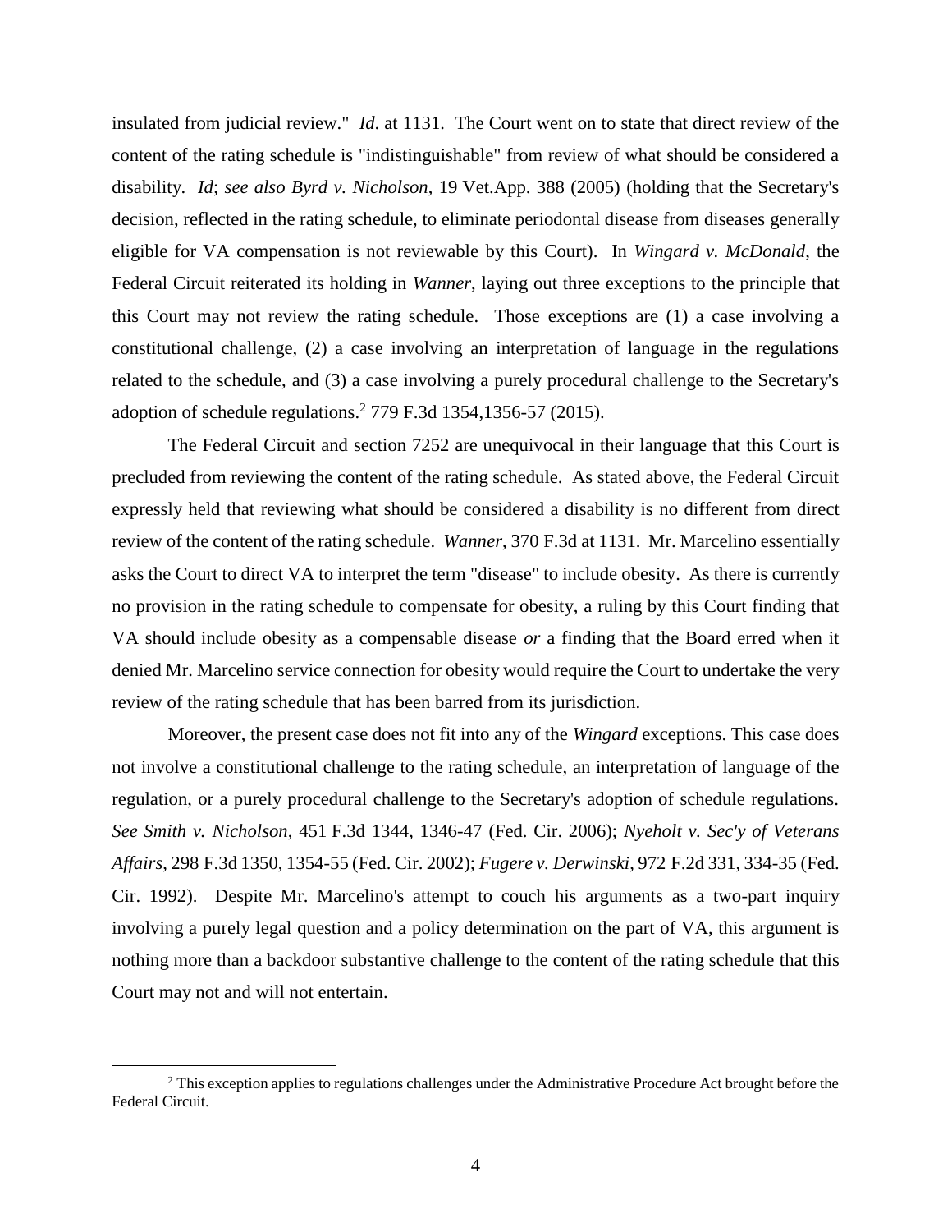insulated from judicial review." *Id*. at 1131. The Court went on to state that direct review of the content of the rating schedule is "indistinguishable" from review of what should be considered a disability. *Id*; *see also Byrd v. Nicholson*, 19 Vet.App. 388 (2005) (holding that the Secretary's decision, reflected in the rating schedule, to eliminate periodontal disease from diseases generally eligible for VA compensation is not reviewable by this Court). In *Wingard v. McDonald*, the Federal Circuit reiterated its holding in *Wanner*, laying out three exceptions to the principle that this Court may not review the rating schedule. Those exceptions are (1) a case involving a constitutional challenge, (2) a case involving an interpretation of language in the regulations related to the schedule, and (3) a case involving a purely procedural challenge to the Secretary's adoption of schedule regulations.[2] 779 F.3d 1354,1356-57 (2015).

The Federal Circuit and section 7252 are unequivocal in their language that this Court is precluded from reviewing the content of the rating schedule. As stated above, the Federal Circuit expressly held that reviewing what should be considered a disability is no different from direct review of the content of the rating schedule. *Wanner*, 370 F.3d at 1131. Mr. Marcelino essentially asks the Court to direct VA to interpret the term "disease" to include obesity. As there is currently no provision in the rating schedule to compensate for obesity, a ruling by this Court finding that VA should include obesity as a compensable disease *or* a finding that the Board erred when it denied Mr. Marcelino service connection for obesity would require the Court to undertake the very review of the rating schedule that has been barred from its jurisdiction.

Moreover, the present case does not fit into any of the *Wingard* exceptions. This case does not involve a constitutional challenge to the rating schedule, an interpretation of language of the regulation, or a purely procedural challenge to the Secretary's adoption of schedule regulations. *See Smith v. Nicholson*, 451 F.3d 1344, 1346-47 (Fed. Cir. 2006); *Nyeholt v. Sec'y of Veterans Affairs*, 298 F.3d 1350, 1354-55 (Fed. Cir. 2002); *Fugere v. Derwinski*, 972 F.2d 331, 334-35 (Fed. Cir. 1992). Despite Mr. Marcelino's attempt to couch his arguments as a two-part inquiry involving a purely legal question and a policy determination on the part of VA, this argument is nothing more than a backdoor substantive challenge to the content of the rating schedule that this Court may not and will not entertain.

[2] This exception applies to regulations challenges under the Administrative Procedure Act brought before the Federal Circuit.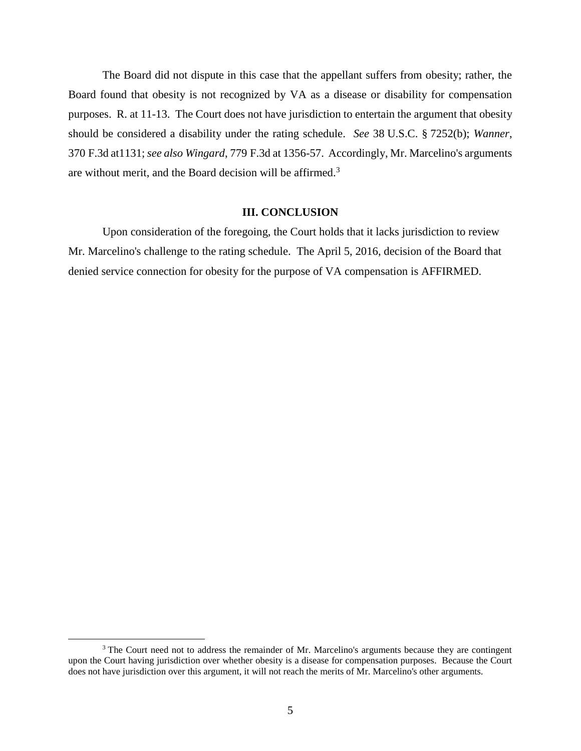The Board did not dispute in this case that the appellant suffers from obesity; rather, the Board found that obesity is not recognized by VA as a disease or disability for compensation purposes. R. at 11-13. The Court does not have jurisdiction to entertain the argument that obesity should be considered a disability under the rating schedule. *See* 38 U.S.C. § 7252(b); *Wanner*, 370 F.3d at1131; *see also Wingard*, 779 F.3d at 1356-57. Accordingly, Mr. Marcelino's arguments are without merit, and the Board decision will be affirmed.[3]

## III. CONCLUSION

Upon consideration of the foregoing, the Court holds that it lacks jurisdiction to review Mr. Marcelino's challenge to the rating schedule. The April 5, 2016, decision of the Board that denied service connection for obesity for the purpose of VA compensation is AFFIRMED.

---

[3] The Court need not to address the remainder of Mr. Marcelino's arguments because they are contingent upon the Court having jurisdiction over whether obesity is a disease for compensation purposes. Because the Court does not have jurisdiction over this argument, it will not reach the merits of Mr. Marcelino's other arguments.